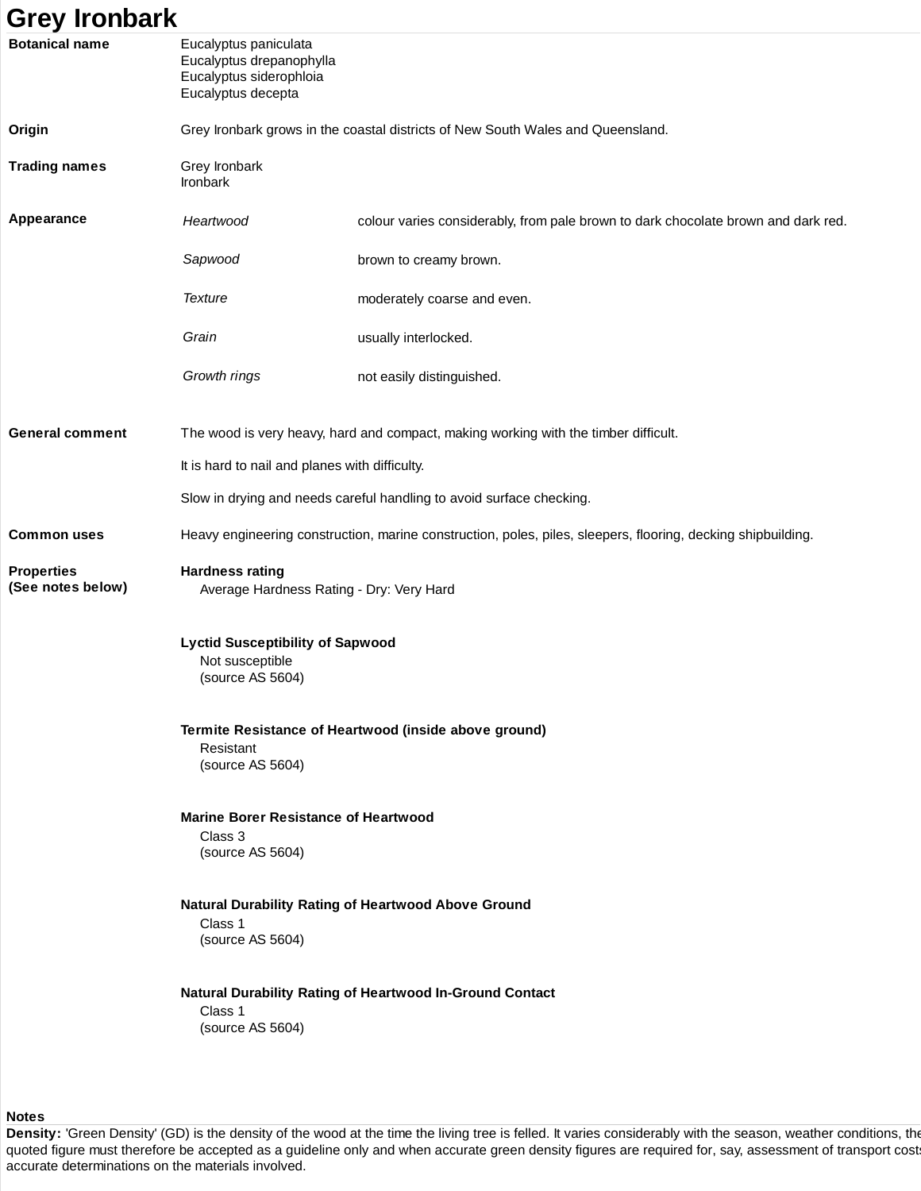# Grey Ironbark

**Botanical name**

Eucalyptus paniculata
Eucalyptus drepanophylla
Eucalyptus siderophloia
Eucalyptus decepta

**Origin**

Grey Ironbark grows in the coastal districts of New South Wales and Queensland.

**Trading names**

Grey Ironbark
Ironbark

**Appearance**

| | |
|---|---|
| *Heartwood* | colour varies considerably, from pale brown to dark chocolate brown and dark red. |
| *Sapwood* | brown to creamy brown. |
| *Texture* | moderately coarse and even. |
| *Grain* | usually interlocked. |
| *Growth rings* | not easily distinguished. |

**General comment**

The wood is very heavy, hard and compact, making working with the timber difficult.

It is hard to nail and planes with difficulty.

Slow in drying and needs careful handling to avoid surface checking.

**Common uses**

Heavy engineering construction, marine construction, poles, piles, sleepers, flooring, decking shipbuilding.

**Properties (See notes below)**

**Hardness rating**
Average Hardness Rating - Dry: Very Hard

**Lyctid Susceptibility of Sapwood**
Not susceptible
(source AS 5604)

**Termite Resistance of Heartwood (inside above ground)**
Resistant
(source AS 5604)

**Marine Borer Resistance of Heartwood**
Class 3
(source AS 5604)

**Natural Durability Rating of Heartwood Above Ground**
Class 1
(source AS 5604)

**Natural Durability Rating of Heartwood In-Ground Contact**
Class 1
(source AS 5604)

**Notes**

**Density:** 'Green Density' (GD) is the density of the wood at the time the living tree is felled. It varies considerably with the season, weather conditions, the quoted figure must therefore be accepted as a guideline only and when accurate green density figures are required for, say, assessment of transport costs accurate determinations on the materials involved.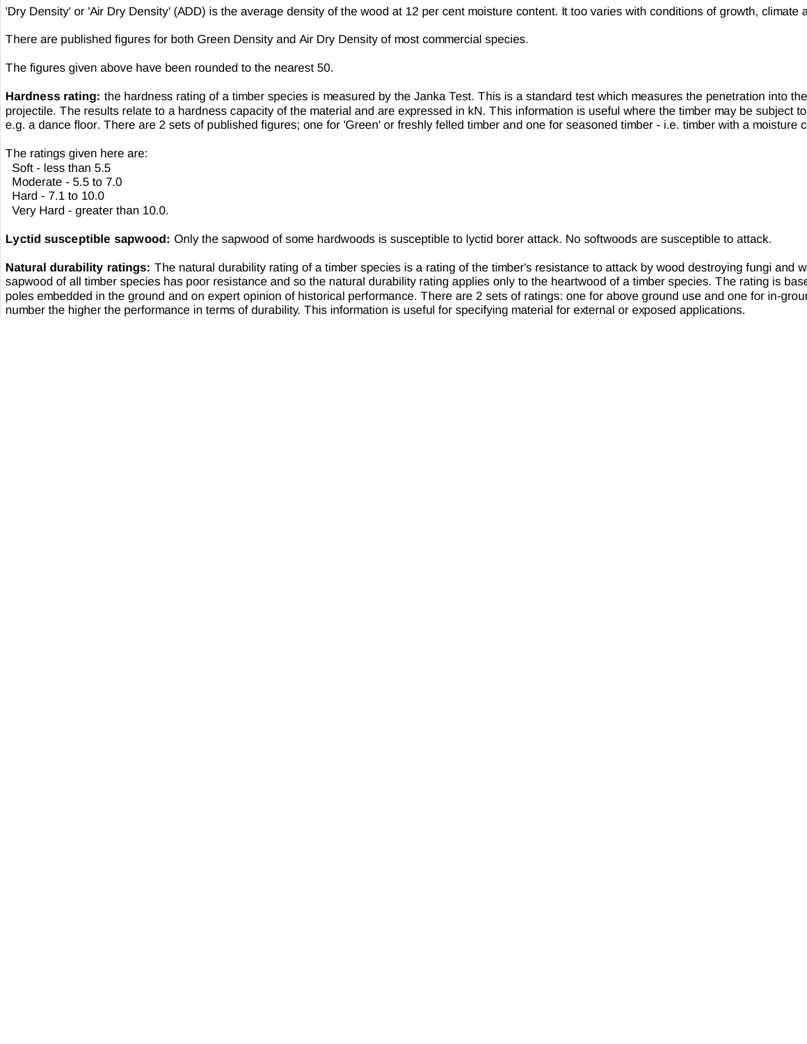'Dry Density' or 'Air Dry Density' (ADD) is the average density of the wood at 12 per cent moisture content. It too varies with conditions of growth, climate a

There are published figures for both Green Density and Air Dry Density of most commercial species.

The figures given above have been rounded to the nearest 50.

**Hardness rating:** the hardness rating of a timber species is measured by the Janka Test. This is a standard test which measures the penetration into the projectile. The results relate to a hardness capacity of the material and are expressed in kN. This information is useful where the timber may be subject to e.g. a dance floor. There are 2 sets of published figures; one for 'Green' or freshly felled timber and one for seasoned timber - i.e. timber with a moisture c

The ratings given here are:

- Soft - less than 5.5
- Moderate - 5.5 to 7.0
- Hard - 7.1 to 10.0
- Very Hard - greater than 10.0.

**Lyctid susceptible sapwood:** Only the sapwood of some hardwoods is susceptible to lyctid borer attack. No softwoods are susceptible to attack.

**Natural durability ratings:** The natural durability rating of a timber species is a rating of the timber's resistance to attack by wood destroying fungi and w sapwood of all timber species has poor resistance and so the natural durability rating applies only to the heartwood of a timber species. The rating is base poles embedded in the ground and on expert opinion of historical performance. There are 2 sets of ratings: one for above ground use and one for in-groun number the higher the performance in terms of durability. This information is useful for specifying material for external or exposed applications.